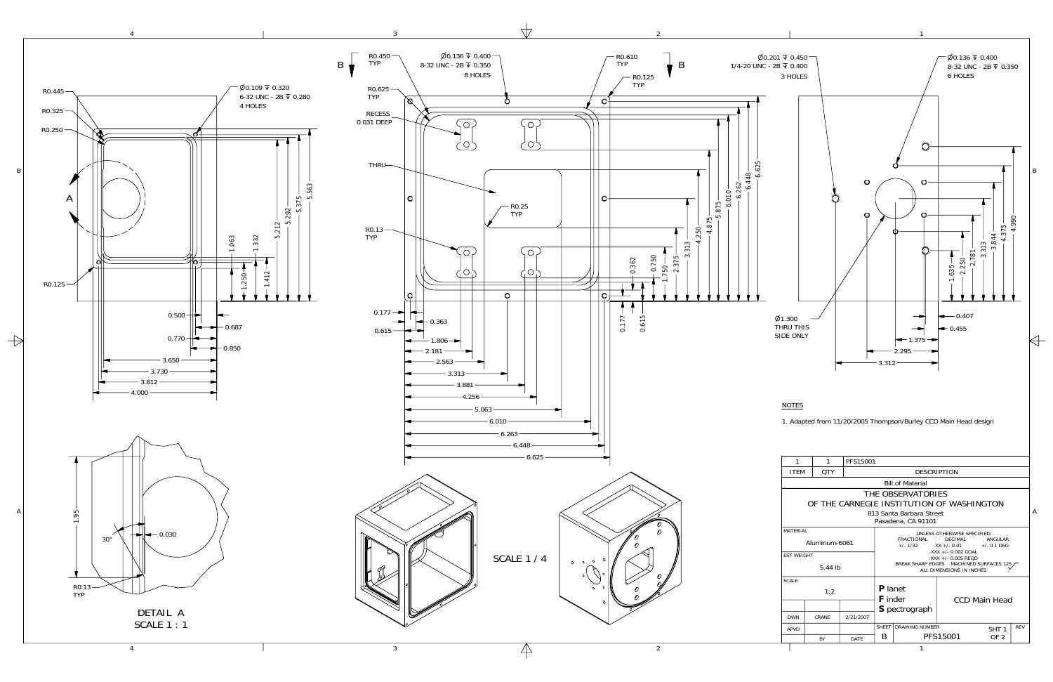R0.445

R0.325

R0.250

R0.125

Ø0.109 ↧ 0.320
6-32 UNC - 2B ↧ 0.280
4 HOLES

A

1.063, 1.332, 1.250, 1.412, 5.212, 5.292, 5.375, 5.563

0.500, 0.687, 0.770, 0.850, 3.650, 3.730, 3.812, 4.000

B — B

R0.450 TYP

Ø0.136 ↧ 0.400
8-32 UNC - 2B ↧ 0.350
8 HOLES

R0.610 TYP

R0.125 TYP

R0.625 TYP

RECESS 0.031 DEEP

THRU

R0.25 TYP

R0.13 TYP

0.362, 0.750, 1.750, 2.375, 3.313, 4.250, 4.875, 5.875, 6.010, 6.262, 6.448, 6.625

0.177, 0.615

0.177, 0.363, 0.615, 1.806, 2.181, 2.563, 3.313, 3.881, 4.256, 5.063, 6.010, 6.263, 6.448, 6.625

Ø0.201 ↧ 0.450
1/4-20 UNC - 2B ↧ 0.400
3 HOLES

Ø0.136 ↧ 0.400
8-32 UNC - 2B ↧ 0.350
6 HOLES

Ø1.300
THRU THIS
SIDE ONLY

1.635, 2.250, 2.781, 3.313, 3.844, 4.375, 4.990

0.407, 0.455, 1.375, 2.295, 3.312

1.95

30°

0.030

R0.13 TYP

DETAIL A
SCALE 1 : 1

SCALE 1 / 4

NOTES

1. Adapted from 11/20/2005 Thompson/Burley CCD Main Head design

| ITEM | QTY | DESCRIPTION |
|---|---|---|
| 1 | 1 | PFS15001 |

Bill of Material

THE OBSERVATORIES
OF THE CARNEGIE INSTITUTION OF WASHINGTON
813 Santa Barbara Street
Pasadena, CA 91101

MATERIAL: Aluminum-6061

EST WEIGHT: 5.44 lb

UNLESS OTHERWISE SPECIFIED
FRACTIONAL +/- 1/32
DECIMAL .XX +/- 0.01, .XXX +/- 0.002 GOAL, .XXX +/- 0.005 REQD
ANGULAR +/- 0.1 DEG
BREAK SHARP EDGES MACHINED SURFACES 125
ALL DIMENSIONS IN INCHES

SCALE: 1:2

**P**lanet **F**inder **S**pectrograph

CCD Main Head

| | BY | DATE |
|---|---|---|
| DWN | CRANE | 2/21/2007 |
| APVD | | |

SHEET: B — DRAWING NUMBER: PFS15001 — SHT 1 OF 2 — REV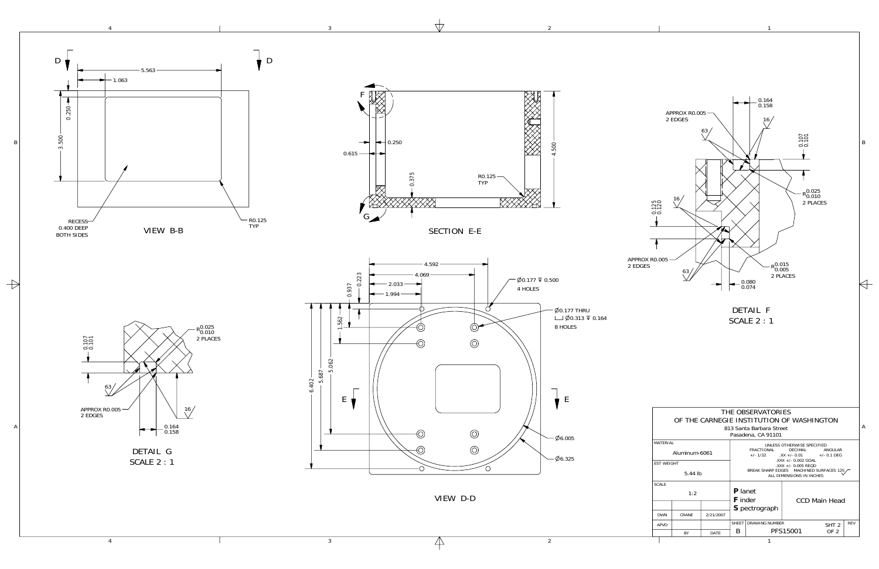D D

5.563

1.063

0.250

3.500

RECESS
0.400 DEEP
BOTH SIDES

R0.125
TYP

VIEW B-B

F

0.250

0.615

0.375

4.500

R0.125
TYP

G

SECTION E-E

APPROX R0.005
2 EDGES

0.164
0.158

16

63

0.107
0.101

R 0.025 0.010
2 PLACES

0.125
0.120

16

APPROX R0.005
2 EDGES

63

R 0.015 0.005
2 PLACES

0.080
0.074

DETAIL F
SCALE 2 : 1

4.592

4.069

2.033

1.994

0.937

0.223

1.562

Ø0.177 ↧ 0.500
4 HOLES

Ø0.177 THRU
⌴ Ø0.313 ↧ 0.164
8 HOLES

6.402

5.687

5.062

E E

Ø6.005

Ø6.325

VIEW D-D

R 0.025 0.010
2 PLACES

0.107
0.101

63

APPROX R0.005
2 EDGES

16

0.164
0.158

DETAIL G
SCALE 2 : 1

THE OBSERVATORIES
OF THE CARNEGIE INSTITUTION OF WASHINGTON
813 Santa Barbara Street
Pasadena, CA 91101

| | | |
|---|---|---|
| MATERIAL: Aluminum-6061 | UNLESS OTHERWISE SPECIFIED<br>FRACTIONAL +/- 1/32 · DECIMAL .XX +/- 0.01, .XXX +/- 0.002 GOAL, .XXX +/- 0.005 REQD · ANGULAR +/- 0.1 DEG<br>BREAK SHARP EDGES · MACHINED SURFACES 125 √<br>ALL DIMENSIONS IN INCHES | |
| EST WEIGHT: 5.44 lb | | |
| SCALE: 1:2 | **P** lanet **F** inder **S** pectrograph | CCD Main Head |
| DWN: CRANE 2/21/2007 | | |
| APVD: BY DATE | SHEET B · DRAWING NUMBER PFS15001 | SHT 2 OF 2 · REV |